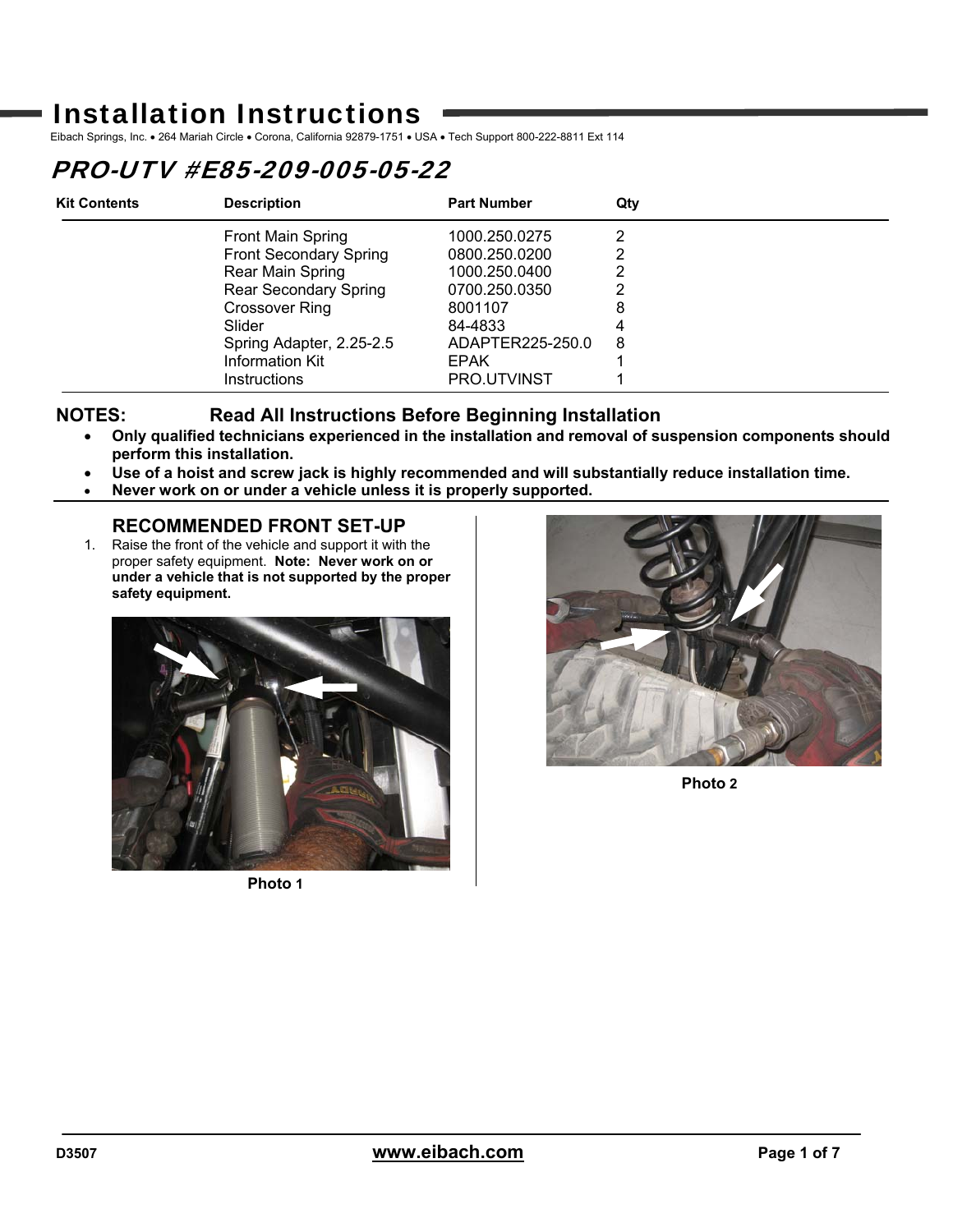# Installation Instructions

Eibach Springs, Inc. • 264 Mariah Circle • Corona, California 92879-1751 • USA • Tech Support 800-222-8811 Ext 114

## *PRO-UTV #E85-209-005-05-22*

| Kit Contents | Description | Part Number | Qty |
|---|---|---|---|
| | Front Main Spring | 1000.250.0275 | 2 |
| | Front Secondary Spring | 0800.250.0200 | 2 |
| | Rear Main Spring | 1000.250.0400 | 2 |
| | Rear Secondary Spring | 0700.250.0350 | 2 |
| | Crossover Ring | 8001107 | 8 |
| | Slider | 84-4833 | 4 |
| | Spring Adapter, 2.25-2.5 | ADAPTER225-250.0 | 8 |
| | Information Kit | EPAK | 1 |
| | Instructions | PRO.UTVINST | 1 |

**NOTES: Read All Instructions Before Beginning Installation**

- **Only qualified technicians experienced in the installation and removal of suspension components should perform this installation.**
- **Use of a hoist and screw jack is highly recommended and will substantially reduce installation time.**
- **Never work on or under a vehicle unless it is properly supported.**

### RECOMMENDED FRONT SET-UP

1. Raise the front of the vehicle and support it with the proper safety equipment. **Note: Never work on or under a vehicle that is not supported by the proper safety equipment.**

Photo 1

Photo 2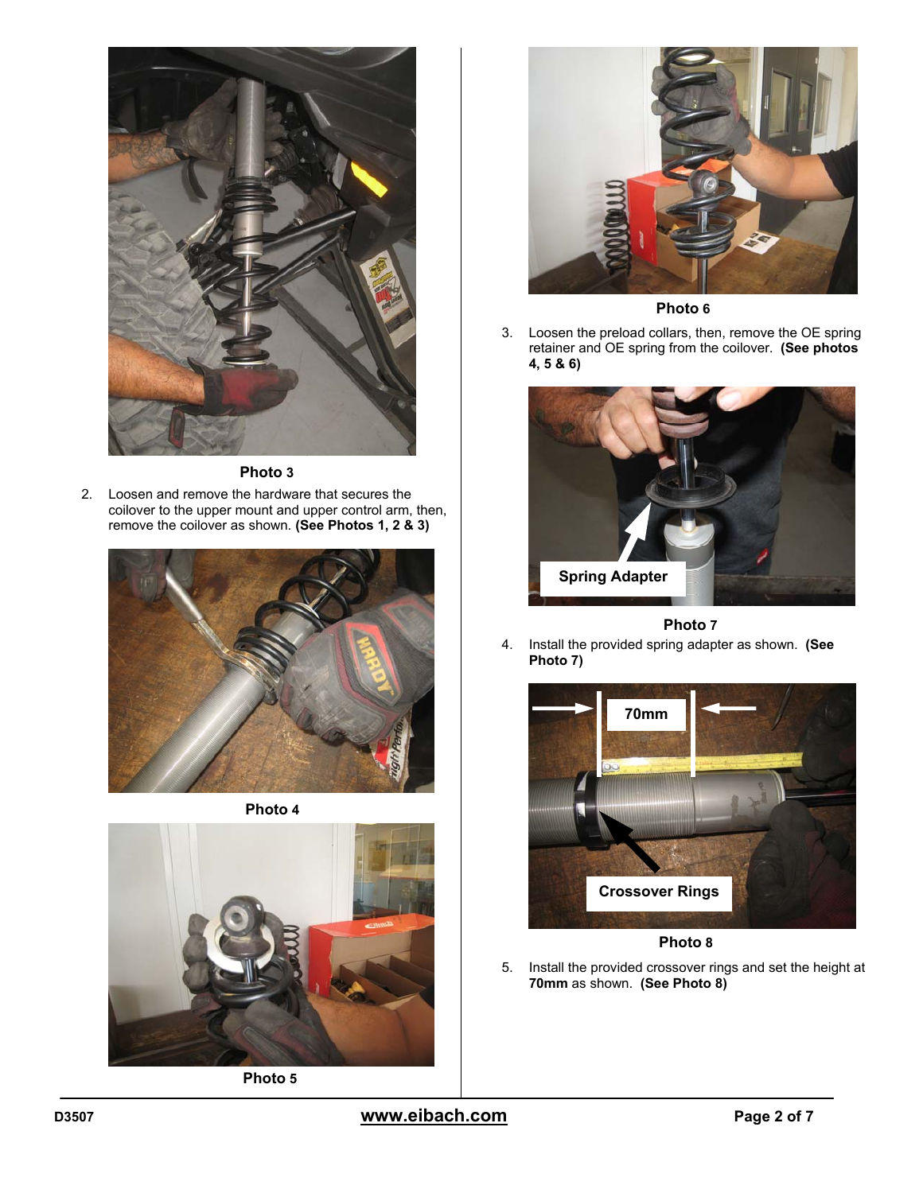Photo 3

2. Loosen and remove the hardware that secures the coilover to the upper mount and upper control arm, then, remove the coilover as shown. **(See Photos 1, 2 & 3)**

Photo 4

Photo 5

Photo 6

3. Loosen the preload collars, then, remove the OE spring retainer and OE spring from the coilover. **(See photos 4, 5 & 6)**

Spring Adapter

Photo 7

4. Install the provided spring adapter as shown. **(See Photo 7)**

70mm

Crossover Rings

Photo 8

5. Install the provided crossover rings and set the height at **70mm** as shown. **(See Photo 8)**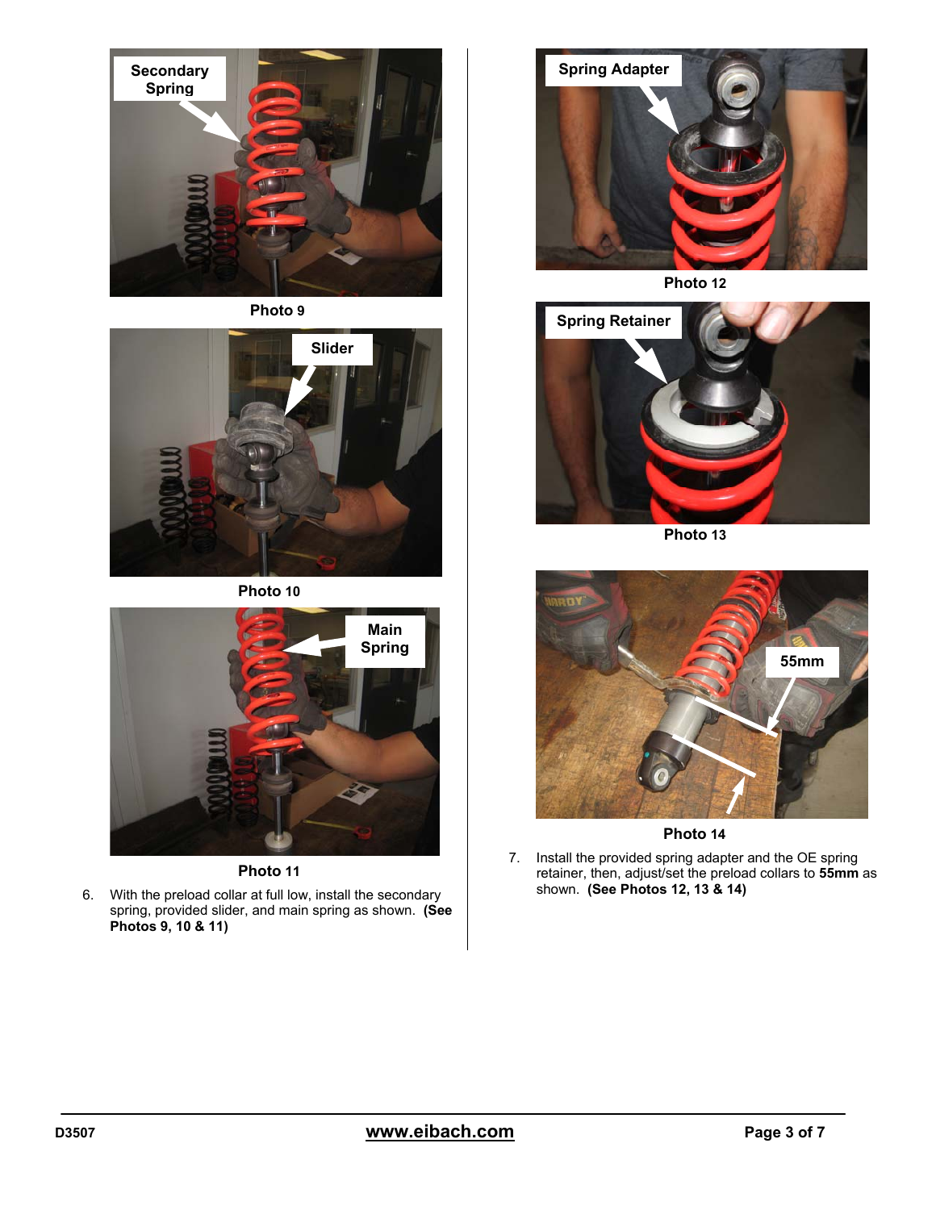Photo 9

Photo 10

Photo 11

6. With the preload collar at full low, install the secondary spring, provided slider, and main spring as shown. **(See Photos 9, 10 & 11)**

Photo 12

Photo 13

Photo 14

7. Install the provided spring adapter and the OE spring retainer, then, adjust/set the preload collars to **55mm** as shown. **(See Photos 12, 13 & 14)**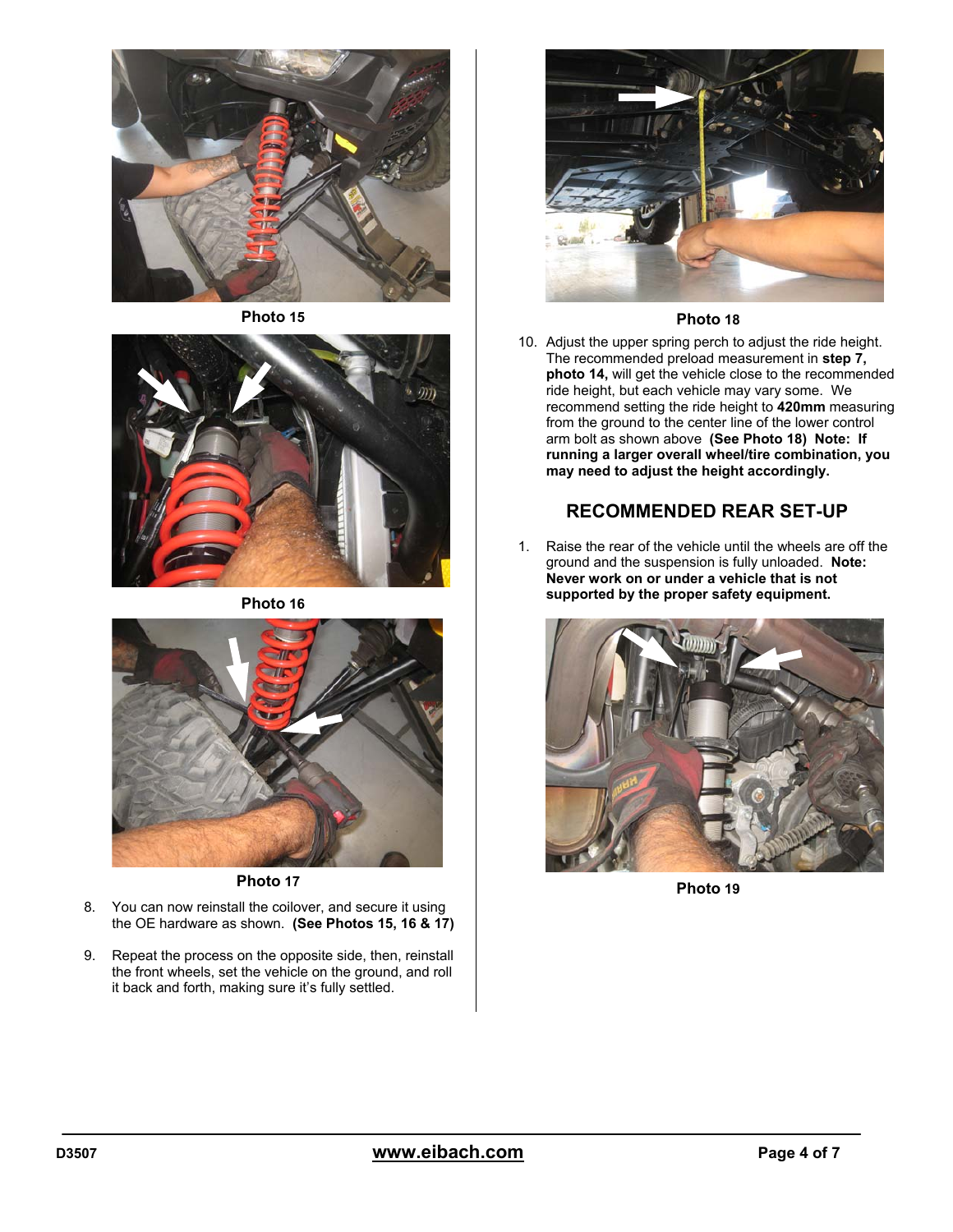Photo 15

Photo 16

Photo 17

8. You can now reinstall the coilover, and secure it using the OE hardware as shown. **(See Photos 15, 16 & 17)**

9. Repeat the process on the opposite side, then, reinstall the front wheels, set the vehicle on the ground, and roll it back and forth, making sure it's fully settled.

Photo 18

10. Adjust the upper spring perch to adjust the ride height. The recommended preload measurement in **step 7, photo 14,** will get the vehicle close to the recommended ride height, but each vehicle may vary some. We recommend setting the ride height to **420mm** measuring from the ground to the center line of the lower control arm bolt as shown above **(See Photo 18) Note: If running a larger overall wheel/tire combination, you may need to adjust the height accordingly.**

## RECOMMENDED REAR SET-UP

1. Raise the rear of the vehicle until the wheels are off the ground and the suspension is fully unloaded. **Note: Never work on or under a vehicle that is not supported by the proper safety equipment.**

Photo 19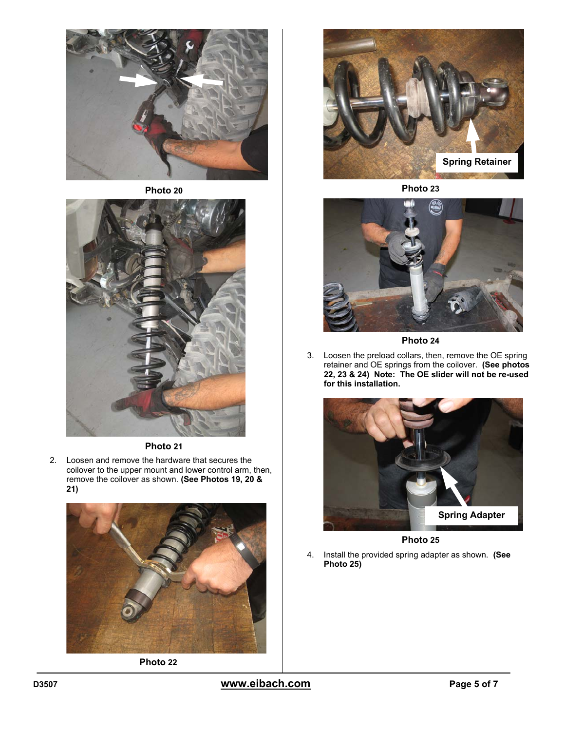Photo 20

Photo 21

2. Loosen and remove the hardware that secures the coilover to the upper mount and lower control arm, then, remove the coilover as shown. **(See Photos 19, 20 & 21)**

Photo 22

Spring Retainer

Photo 23

Photo 24

3. Loosen the preload collars, then, remove the OE spring retainer and OE springs from the coilover. **(See photos 22, 23 & 24) Note: The OE slider will not be re-used for this installation.**

Spring Adapter

Photo 25

4. Install the provided spring adapter as shown. **(See Photo 25)**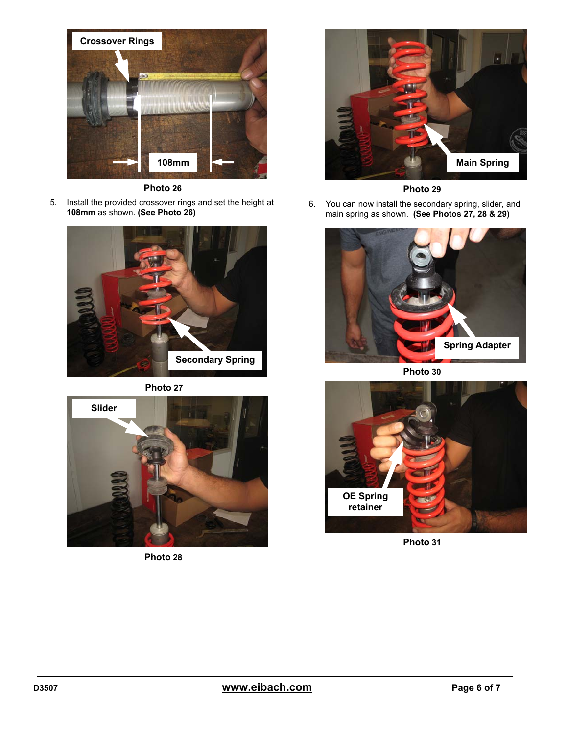Photo 26

5. Install the provided crossover rings and set the height at **108mm** as shown. **(See Photo 26)**

Photo 27

Photo 28

Photo 29

6. You can now install the secondary spring, slider, and main spring as shown. **(See Photos 27, 28 & 29)**

Photo 30

Photo 31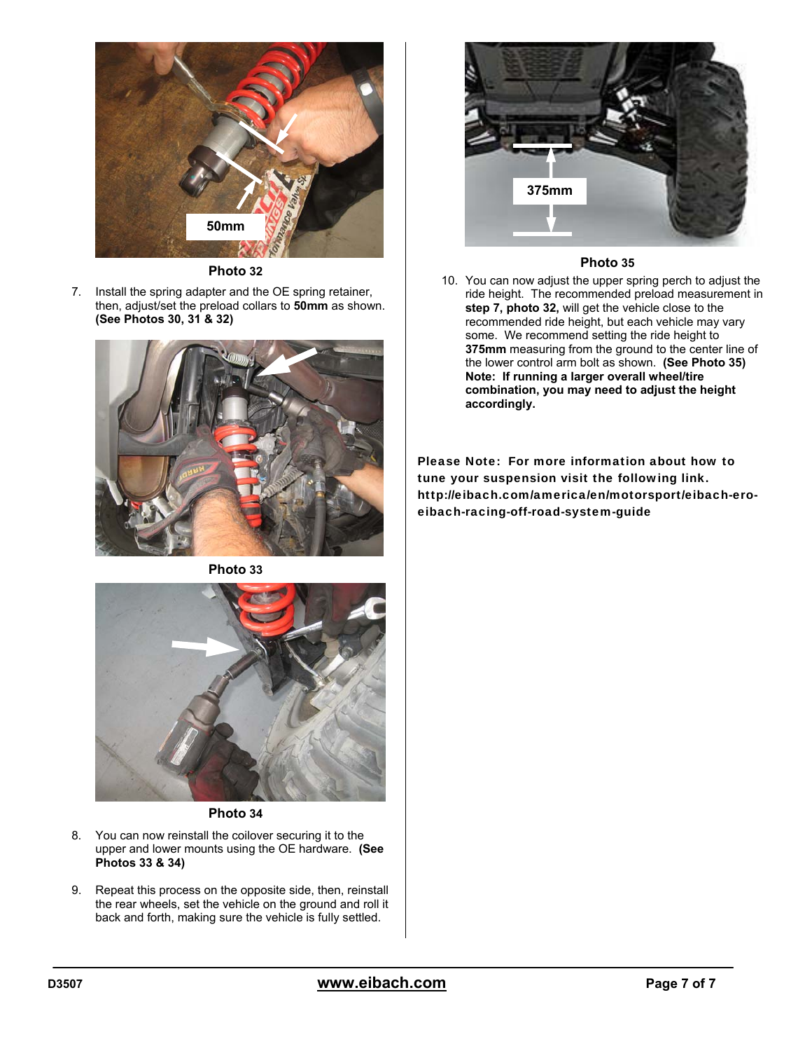50mm

Photo 32

7. Install the spring adapter and the OE spring retainer, then, adjust/set the preload collars to **50mm** as shown. **(See Photos 30, 31 & 32)**

Photo 33

Photo 34

8. You can now reinstall the coilover securing it to the upper and lower mounts using the OE hardware. **(See Photos 33 & 34)**

9. Repeat this process on the opposite side, then, reinstall the rear wheels, set the vehicle on the ground and roll it back and forth, making sure the vehicle is fully settled.

375mm

Photo 35

10. You can now adjust the upper spring perch to adjust the ride height. The recommended preload measurement in **step 7, photo 32,** will get the vehicle close to the recommended ride height, but each vehicle may vary some. We recommend setting the ride height to **375mm** measuring from the ground to the center line of the lower control arm bolt as shown. **(See Photo 35) Note: If running a larger overall wheel/tire combination, you may need to adjust the height accordingly.**

**Please Note: For more information about how to tune your suspension visit the following link. http://eibach.com/america/en/motorsport/eibach-ero-eibach-racing-off-road-system-guide**

D3507 www.eibach.com